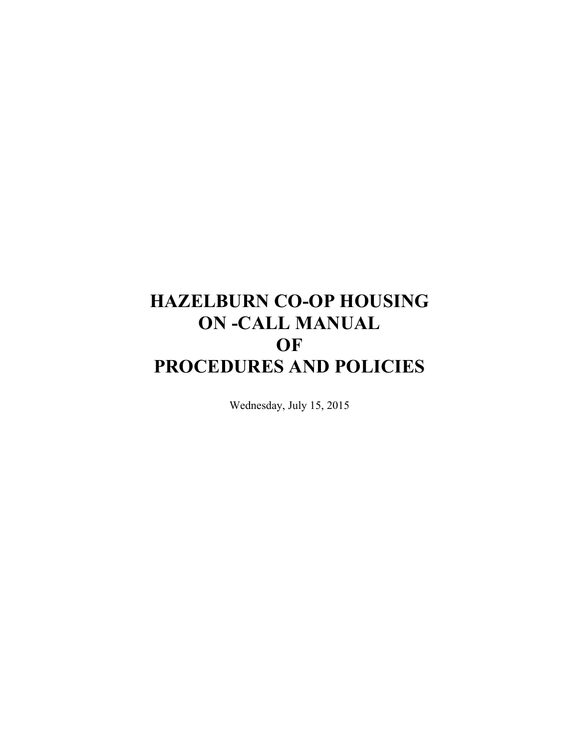# HAZELBURN CO-OP HOUSING
# ON -CALL MANUAL
# OF
# PROCEDURES AND POLICIES

Wednesday, July 15, 2015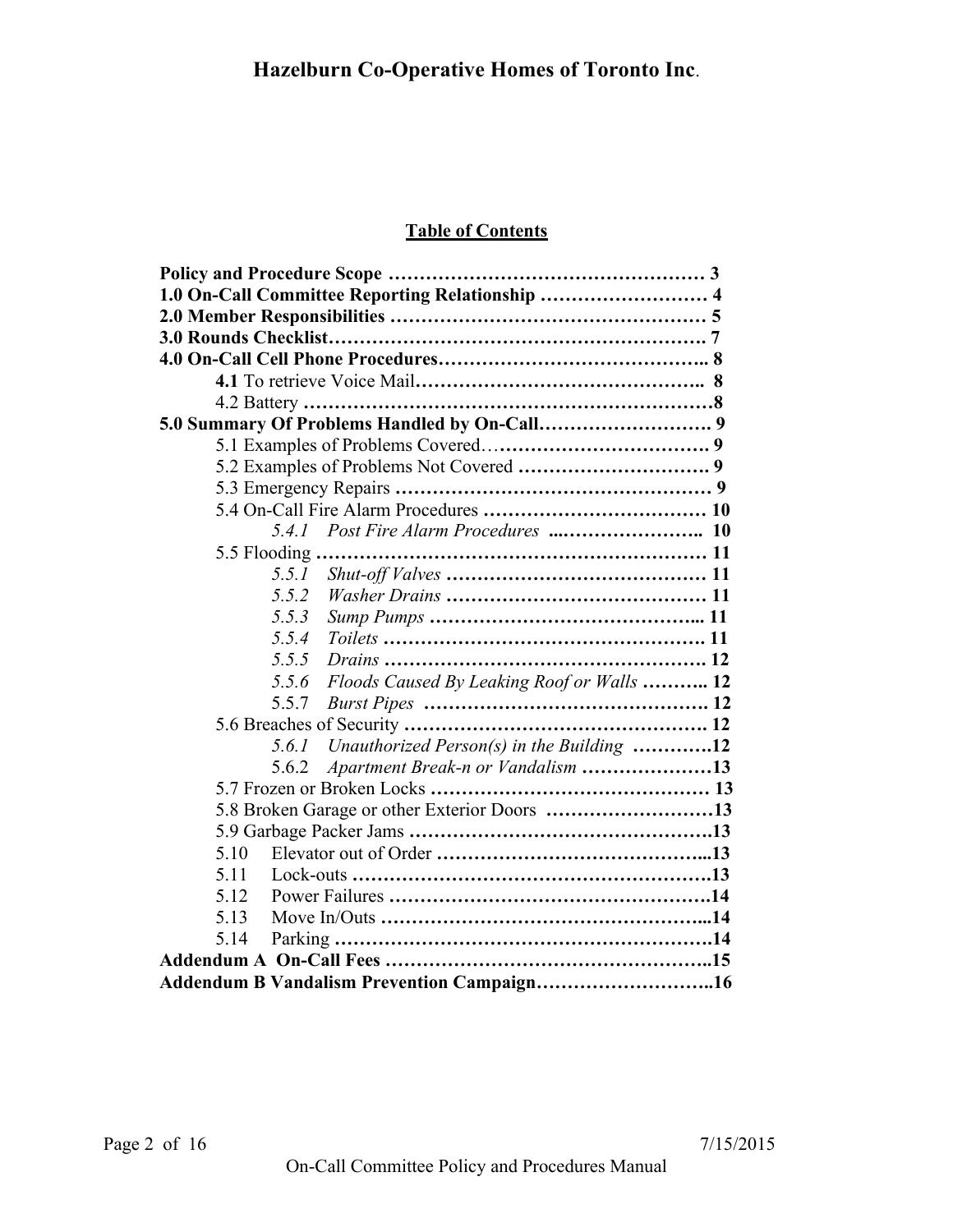# Hazelburn Co-Operative Homes of Toronto Inc.

## Table of Contents

**Policy and Procedure Scope …………………………………………… 3**
**1.0 On-Call Committee Reporting Relationship ……………………… 4**
**2.0 Member Responsibilities …………………………………………… 5**
**3.0 Rounds Checklist…………………………………………………… 7**
**4.0 On-Call Cell Phone Procedures………………………………….. 8**

- **4.1** To retrieve Voice Mail……………………………………….. **8**
- 4.2 Battery ………………………………………………………**8**

**5.0 Summary Of Problems Handled by On-Call………………………. 9**

- 5.1 Examples of Problems Covered……………………………. **9**
- 5.2 Examples of Problems Not Covered …………………………. **9**
- 5.3 Emergency Repairs …………………………………………… **9**
- 5.4 On-Call Fire Alarm Procedures ……………………………… **10**
  - *5.4.1 Post Fire Alarm Procedures* **..………………….. 10**
- 5.5 Flooding ……………………………………………………… **11**
  - *5.5.1 Shut-off Valves* **…………………………………… 11**
  - *5.5.2 Washer Drains* **…………………………………… 11**
  - *5.5.3 Sump Pumps* **…………………………………... 11**
  - *5.5.4 Toilets* **…………………………………………. 11**
  - *5.5.5 Drains* **…………………………………………. 12**
  - *5.5.6 Floods Caused By Leaking Roof or Walls* **……….. 12**
  - *5.5.7 Burst Pipes* **……………………………………… 12**
- 5.6 Breaches of Security ………………………………………… **12**
  - *5.6.1 Unauthorized Person(s) in the Building* **………….12**
  - *5.6.2 Apartment Break-n or Vandalism* **…………………13**
- 5.7 Frozen or Broken Locks ……………………………………… **13**
- 5.8 Broken Garage or other Exterior Doors ………………………**13**
- 5.9 Garbage Packer Jams ……………………………………….**13**
- 5.10 Elevator out of Order ……………………………………...**13**
- 5.11 Lock-outs ………………………………………………….**13**
- 5.12 Power Failures …………………………………………….**14**
- 5.13 Move In/Outs ……………………………………………...**14**
- 5.14 Parking …………………………………………………….**14**

**Addendum A On-Call Fees ……………………………………………..15**
**Addendum B Vandalism Prevention Campaign………………………..16**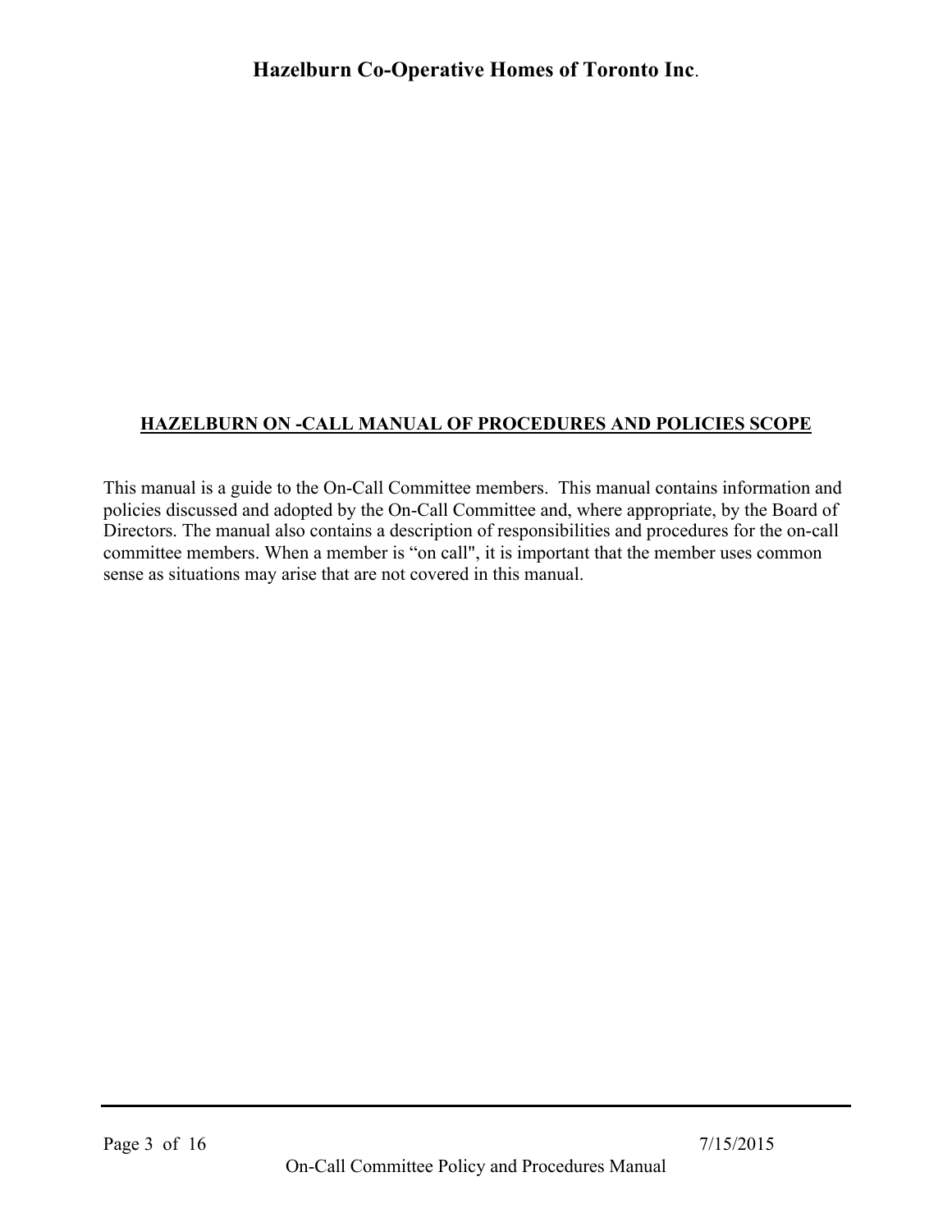## HAZELBURN ON -CALL MANUAL OF PROCEDURES AND POLICIES SCOPE

This manual is a guide to the On-Call Committee members. This manual contains information and policies discussed and adopted by the On-Call Committee and, where appropriate, by the Board of Directors. The manual also contains a description of responsibilities and procedures for the on-call committee members. When a member is “on call", it is important that the member uses common sense as situations may arise that are not covered in this manual.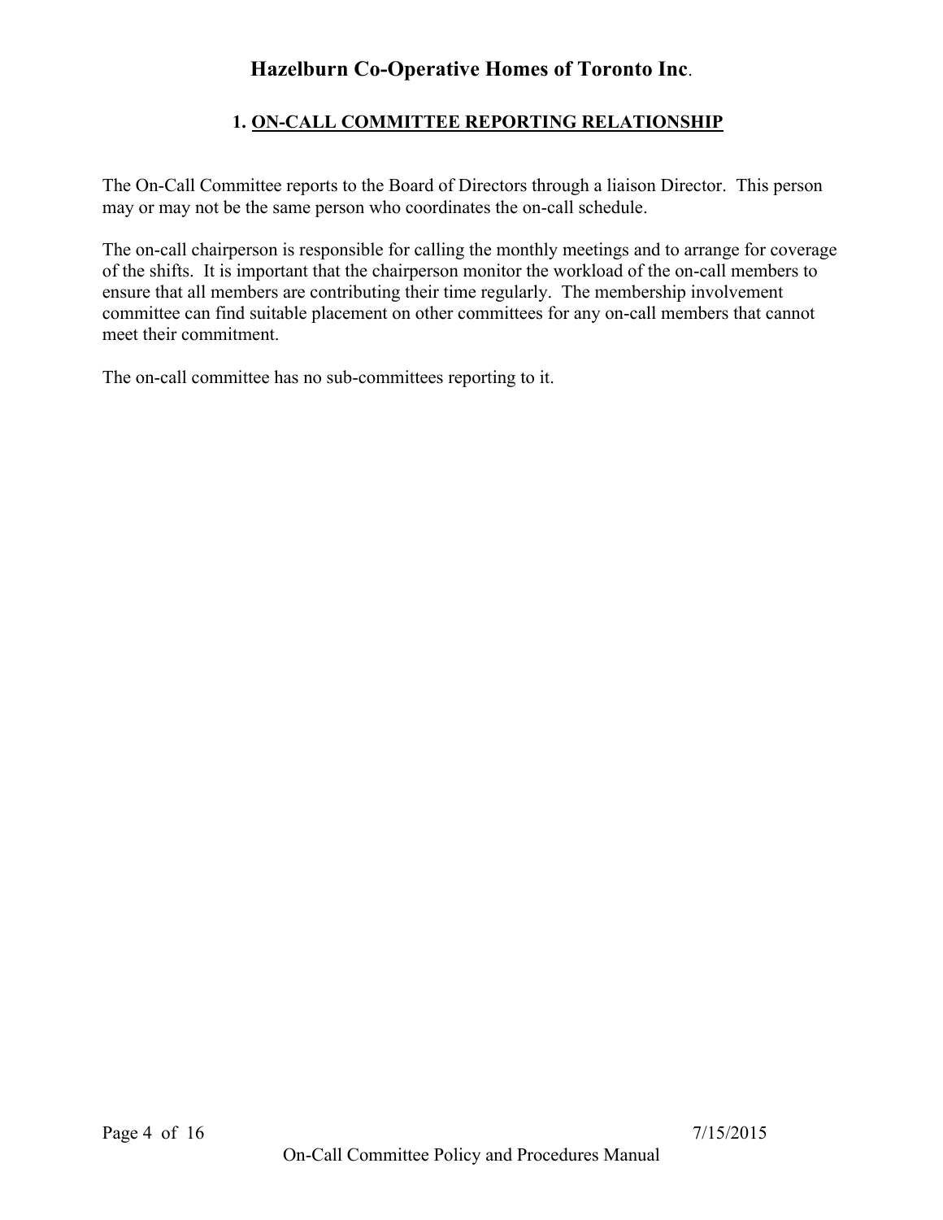# Hazelburn Co-Operative Homes of Toronto Inc.

## 1. ON-CALL COMMITTEE REPORTING RELATIONSHIP

The On-Call Committee reports to the Board of Directors through a liaison Director. This person may or may not be the same person who coordinates the on-call schedule.

The on-call chairperson is responsible for calling the monthly meetings and to arrange for coverage of the shifts. It is important that the chairperson monitor the workload of the on-call members to ensure that all members are contributing their time regularly. The membership involvement committee can find suitable placement on other committees for any on-call members that cannot meet their commitment.

The on-call committee has no sub-committees reporting to it.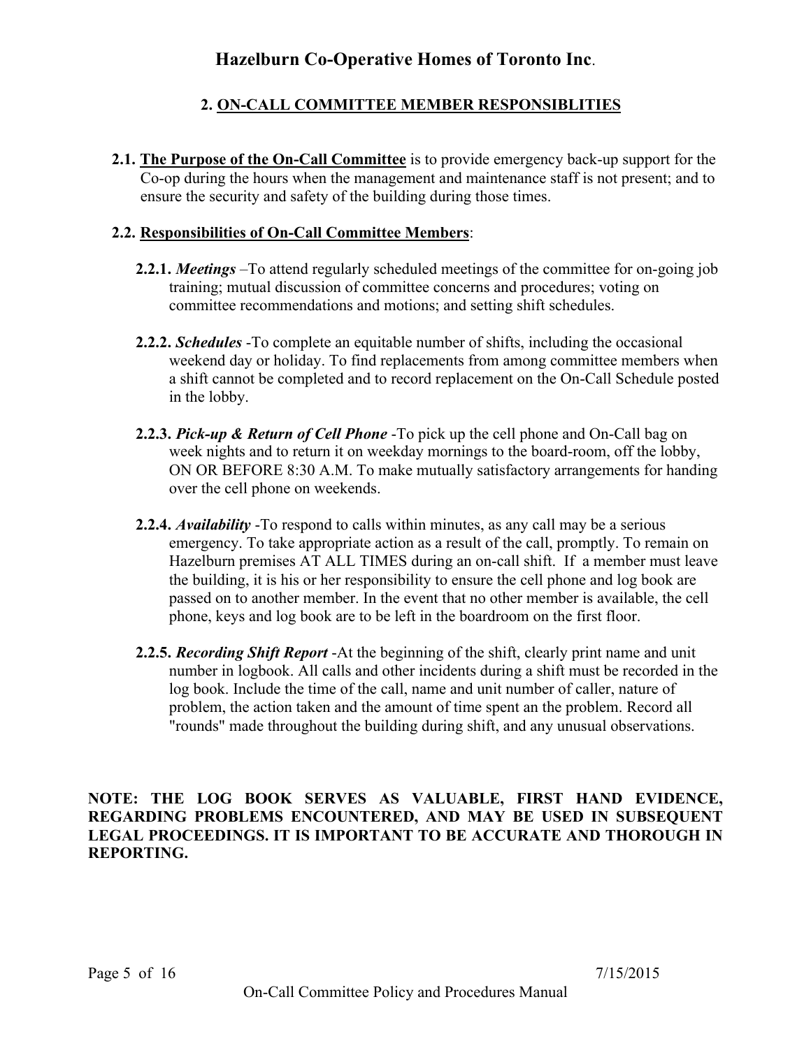## 2. ON-CALL COMMITTEE MEMBER RESPONSIBLITIES

**2.1. The Purpose of the On-Call Committee** is to provide emergency back-up support for the Co-op during the hours when the management and maintenance staff is not present; and to ensure the security and safety of the building during those times.

**2.2. Responsibilities of On-Call Committee Members**:

**2.2.1.** ***Meetings*** –To attend regularly scheduled meetings of the committee for on-going job training; mutual discussion of committee concerns and procedures; voting on committee recommendations and motions; and setting shift schedules.

**2.2.2.** ***Schedules*** -To complete an equitable number of shifts, including the occasional weekend day or holiday. To find replacements from among committee members when a shift cannot be completed and to record replacement on the On-Call Schedule posted in the lobby.

**2.2.3.** ***Pick-up & Return of Cell Phone*** -To pick up the cell phone and On-Call bag on week nights and to return it on weekday mornings to the board-room, off the lobby, ON OR BEFORE 8:30 A.M. To make mutually satisfactory arrangements for handing over the cell phone on weekends.

**2.2.4.** ***Availability*** -To respond to calls within minutes, as any call may be a serious emergency. To take appropriate action as a result of the call, promptly. To remain on Hazelburn premises AT ALL TIMES during an on-call shift. If a member must leave the building, it is his or her responsibility to ensure the cell phone and log book are passed on to another member. In the event that no other member is available, the cell phone, keys and log book are to be left in the boardroom on the first floor.

**2.2.5.** ***Recording Shift Report*** -At the beginning of the shift, clearly print name and unit number in logbook. All calls and other incidents during a shift must be recorded in the log book. Include the time of the call, name and unit number of caller, nature of problem, the action taken and the amount of time spent an the problem. Record all "rounds" made throughout the building during shift, and any unusual observations.

**NOTE: THE LOG BOOK SERVES AS VALUABLE, FIRST HAND EVIDENCE, REGARDING PROBLEMS ENCOUNTERED, AND MAY BE USED IN SUBSEQUENT LEGAL PROCEEDINGS. IT IS IMPORTANT TO BE ACCURATE AND THOROUGH IN REPORTING.**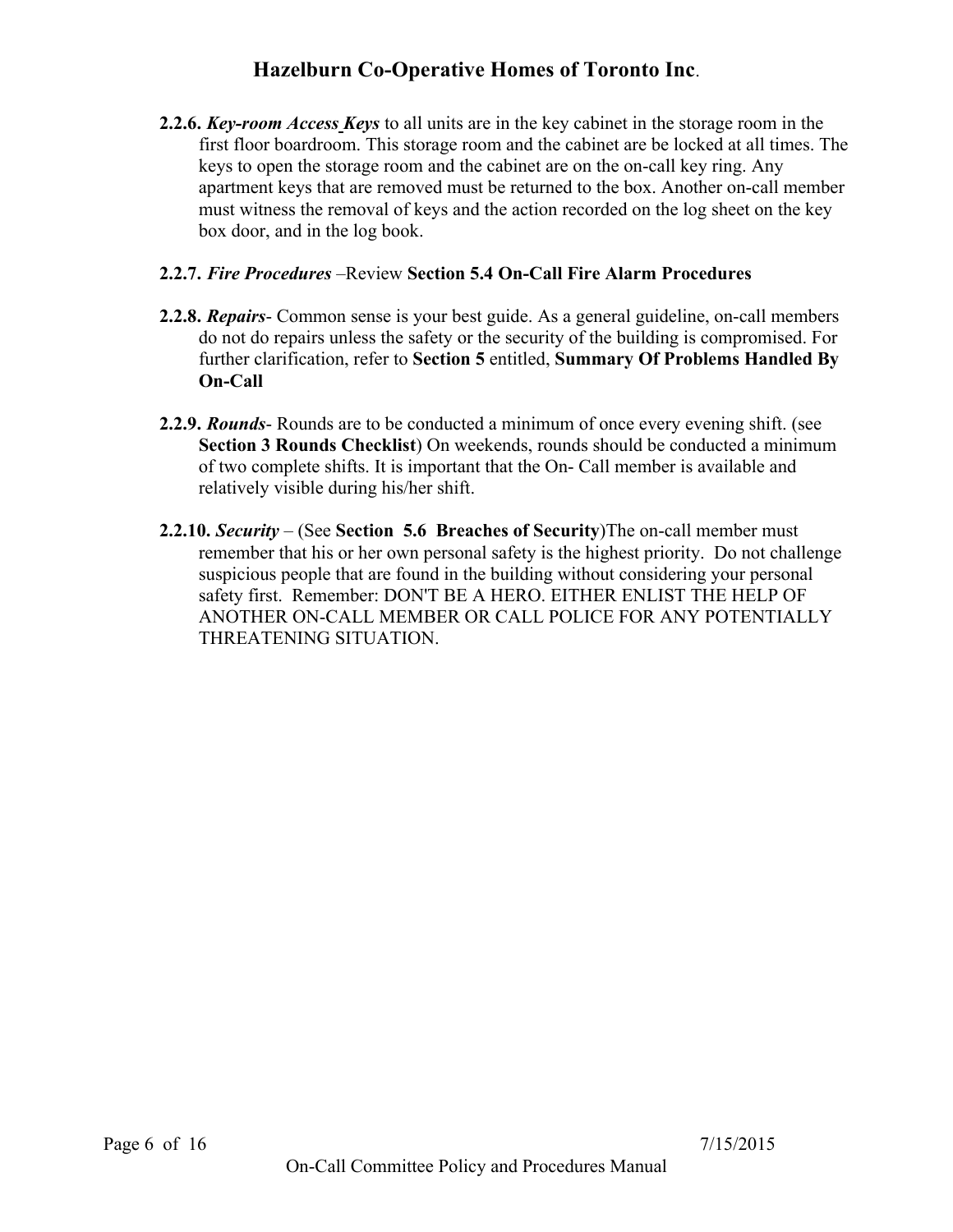**2.2.6.** ***Key-room Access Keys*** to all units are in the key cabinet in the storage room in the first floor boardroom. This storage room and the cabinet are be locked at all times. The keys to open the storage room and the cabinet are on the on-call key ring. Any apartment keys that are removed must be returned to the box. Another on-call member must witness the removal of keys and the action recorded on the log sheet on the key box door, and in the log book.

**2.2.7.** ***Fire Procedures*** –Review **Section 5.4 On-Call Fire Alarm Procedures**

**2.2.8.** ***Repairs***- Common sense is your best guide. As a general guideline, on-call members do not do repairs unless the safety or the security of the building is compromised. For further clarification, refer to **Section 5** entitled, **Summary Of Problems Handled By On-Call**

**2.2.9.** ***Rounds***- Rounds are to be conducted a minimum of once every evening shift. (see **Section 3 Rounds Checklist**) On weekends, rounds should be conducted a minimum of two complete shifts. It is important that the On- Call member is available and relatively visible during his/her shift.

**2.2.10.** ***Security*** – (See **Section 5.6 Breaches of Security**)The on-call member must remember that his or her own personal safety is the highest priority. Do not challenge suspicious people that are found in the building without considering your personal safety first. Remember: DON'T BE A HERO. EITHER ENLIST THE HELP OF ANOTHER ON-CALL MEMBER OR CALL POLICE FOR ANY POTENTIALLY THREATENING SITUATION.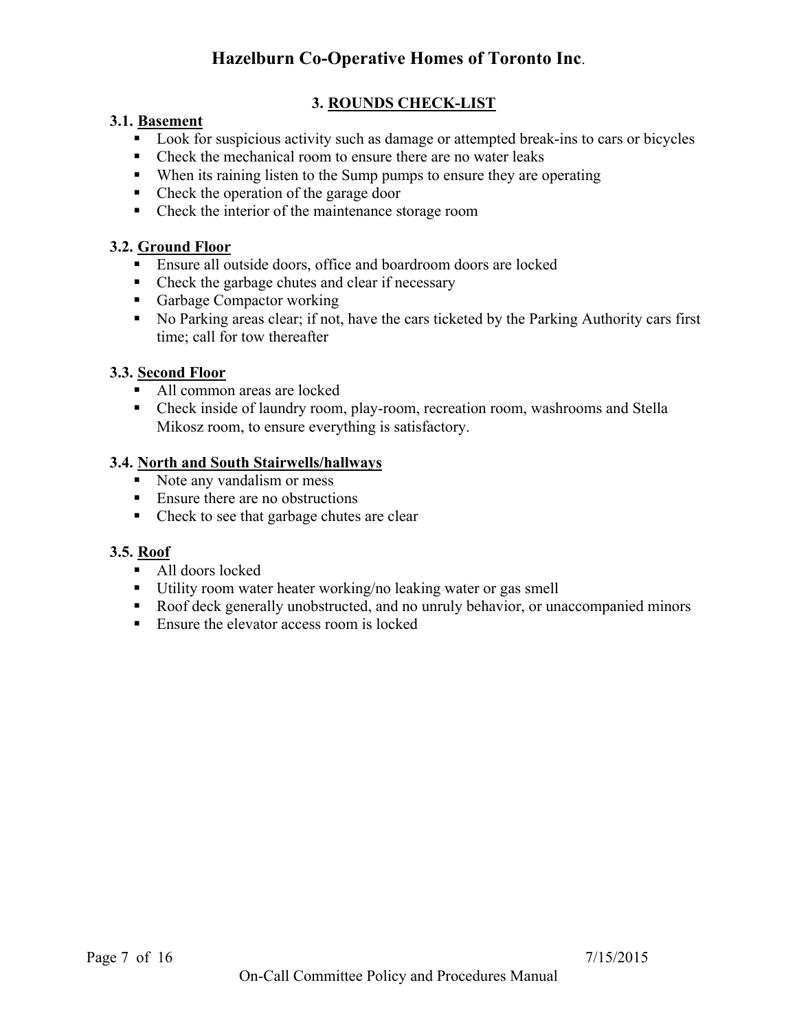## 3. ROUNDS CHECK-LIST

### 3.1. Basement

- Look for suspicious activity such as damage or attempted break-ins to cars or bicycles
- Check the mechanical room to ensure there are no water leaks
- When its raining listen to the Sump pumps to ensure they are operating
- Check the operation of the garage door
- Check the interior of the maintenance storage room

### 3.2. Ground Floor

- Ensure all outside doors, office and boardroom doors are locked
- Check the garbage chutes and clear if necessary
- Garbage Compactor working
- No Parking areas clear; if not, have the cars ticketed by the Parking Authority cars first time; call for tow thereafter

### 3.3. Second Floor

- All common areas are locked
- Check inside of laundry room, play-room, recreation room, washrooms and Stella Mikosz room, to ensure everything is satisfactory.

### 3.4. North and South Stairwells/hallways

- Note any vandalism or mess
- Ensure there are no obstructions
- Check to see that garbage chutes are clear

### 3.5. Roof

- All doors locked
- Utility room water heater working/no leaking water or gas smell
- Roof deck generally unobstructed, and no unruly behavior, or unaccompanied minors
- Ensure the elevator access room is locked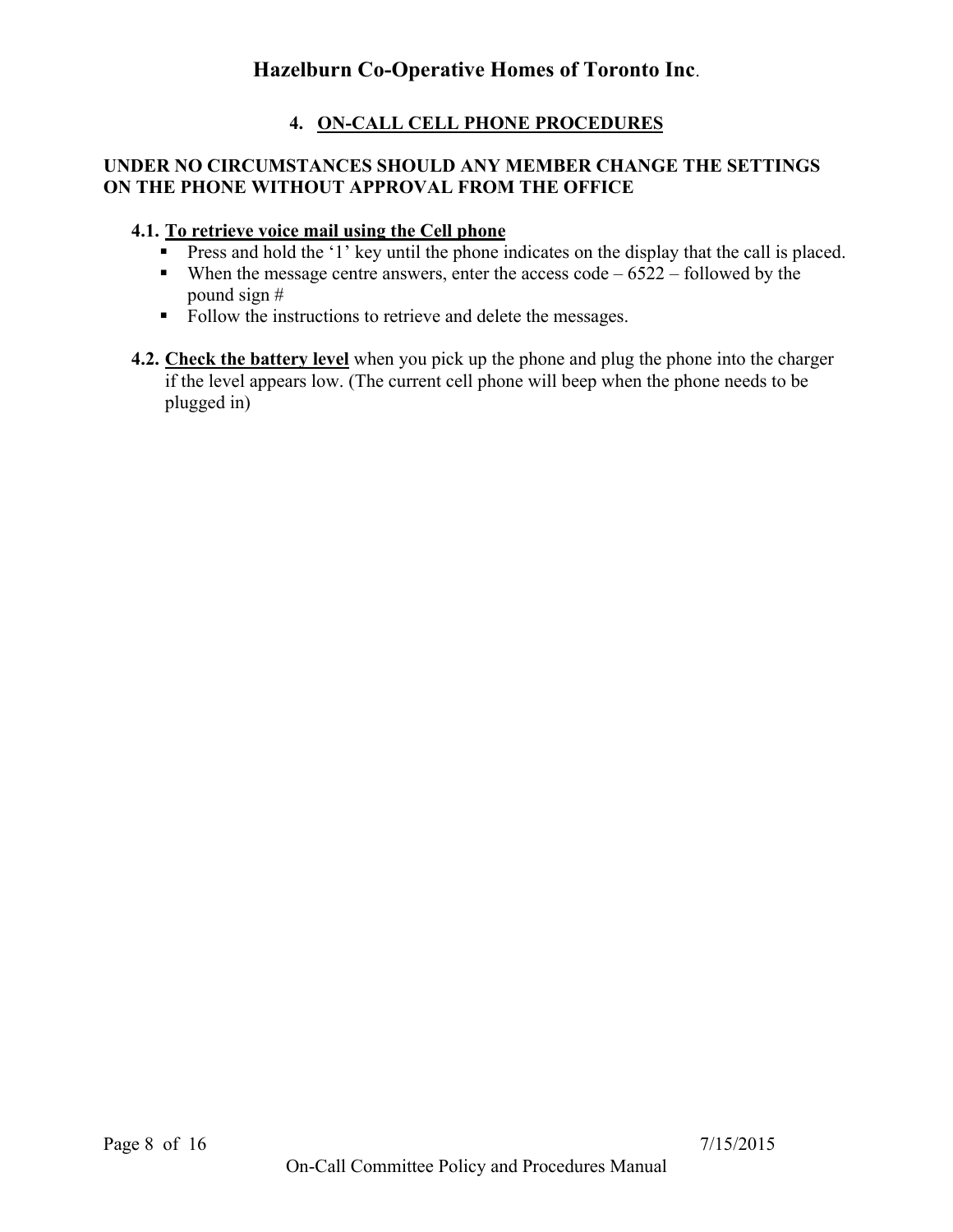## 4. ON-CALL CELL PHONE PROCEDURES

**UNDER NO CIRCUMSTANCES SHOULD ANY MEMBER CHANGE THE SETTINGS ON THE PHONE WITHOUT APPROVAL FROM THE OFFICE**

### 4.1. To retrieve voice mail using the Cell phone

- Press and hold the '1' key until the phone indicates on the display that the call is placed.
- When the message centre answers, enter the access code – 6522 – followed by the pound sign #
- Follow the instructions to retrieve and delete the messages.

**4.2. Check the battery level** when you pick up the phone and plug the phone into the charger if the level appears low. (The current cell phone will beep when the phone needs to be plugged in)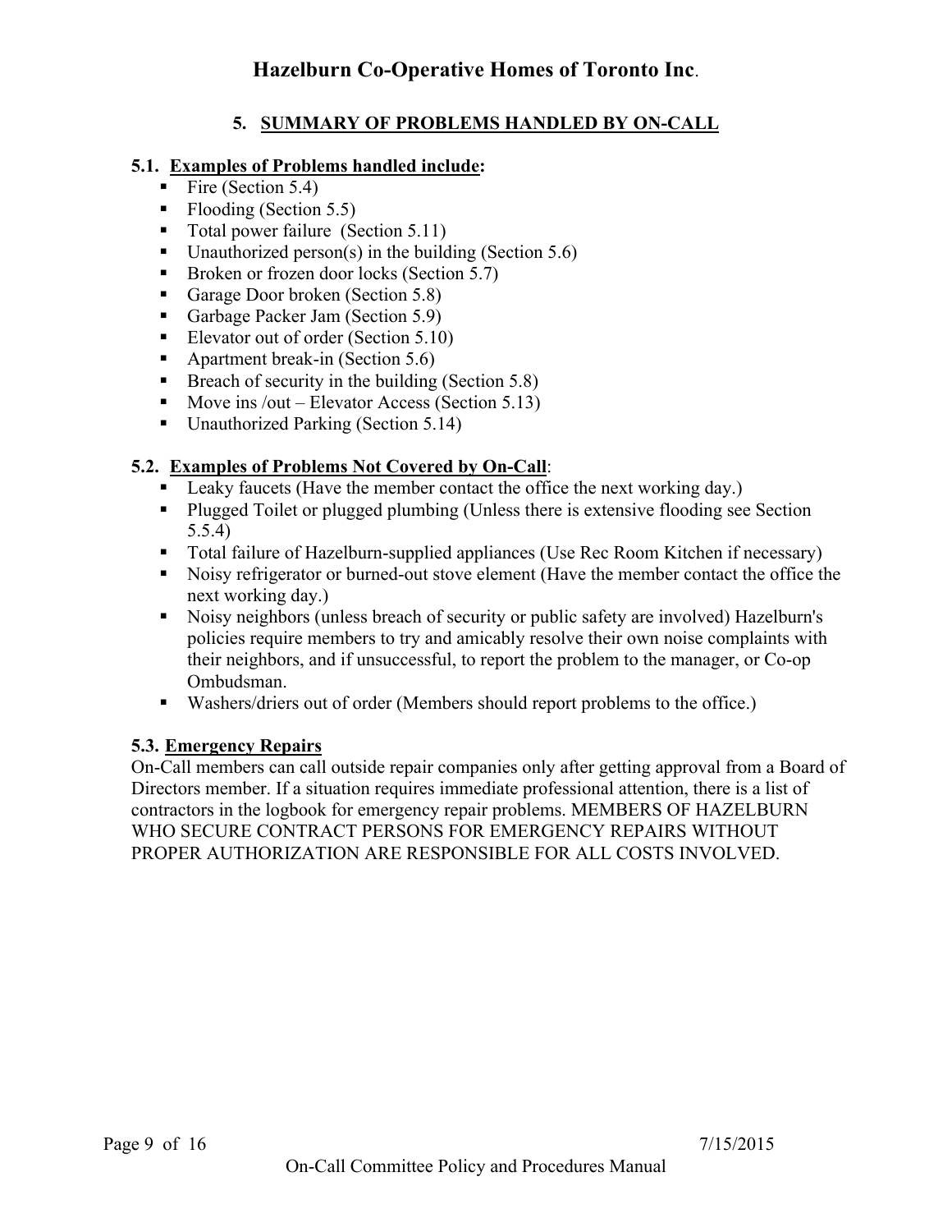## 5. SUMMARY OF PROBLEMS HANDLED BY ON-CALL

### 5.1. Examples of Problems handled include:

- Fire (Section 5.4)
- Flooding (Section 5.5)
- Total power failure (Section 5.11)
- Unauthorized person(s) in the building (Section 5.6)
- Broken or frozen door locks (Section 5.7)
- Garage Door broken (Section 5.8)
- Garbage Packer Jam (Section 5.9)
- Elevator out of order (Section 5.10)
- Apartment break-in (Section 5.6)
- Breach of security in the building (Section 5.8)
- Move ins /out – Elevator Access (Section 5.13)
- Unauthorized Parking (Section 5.14)

### 5.2. Examples of Problems Not Covered by On-Call:

- Leaky faucets (Have the member contact the office the next working day.)
- Plugged Toilet or plugged plumbing (Unless there is extensive flooding see Section 5.5.4)
- Total failure of Hazelburn-supplied appliances (Use Rec Room Kitchen if necessary)
- Noisy refrigerator or burned-out stove element (Have the member contact the office the next working day.)
- Noisy neighbors (unless breach of security or public safety are involved) Hazelburn's policies require members to try and amicably resolve their own noise complaints with their neighbors, and if unsuccessful, to report the problem to the manager, or Co-op Ombudsman.
- Washers/driers out of order (Members should report problems to the office.)

### 5.3. Emergency Repairs

On-Call members can call outside repair companies only after getting approval from a Board of Directors member. If a situation requires immediate professional attention, there is a list of contractors in the logbook for emergency repair problems. MEMBERS OF HAZELBURN WHO SECURE CONTRACT PERSONS FOR EMERGENCY REPAIRS WITHOUT PROPER AUTHORIZATION ARE RESPONSIBLE FOR ALL COSTS INVOLVED.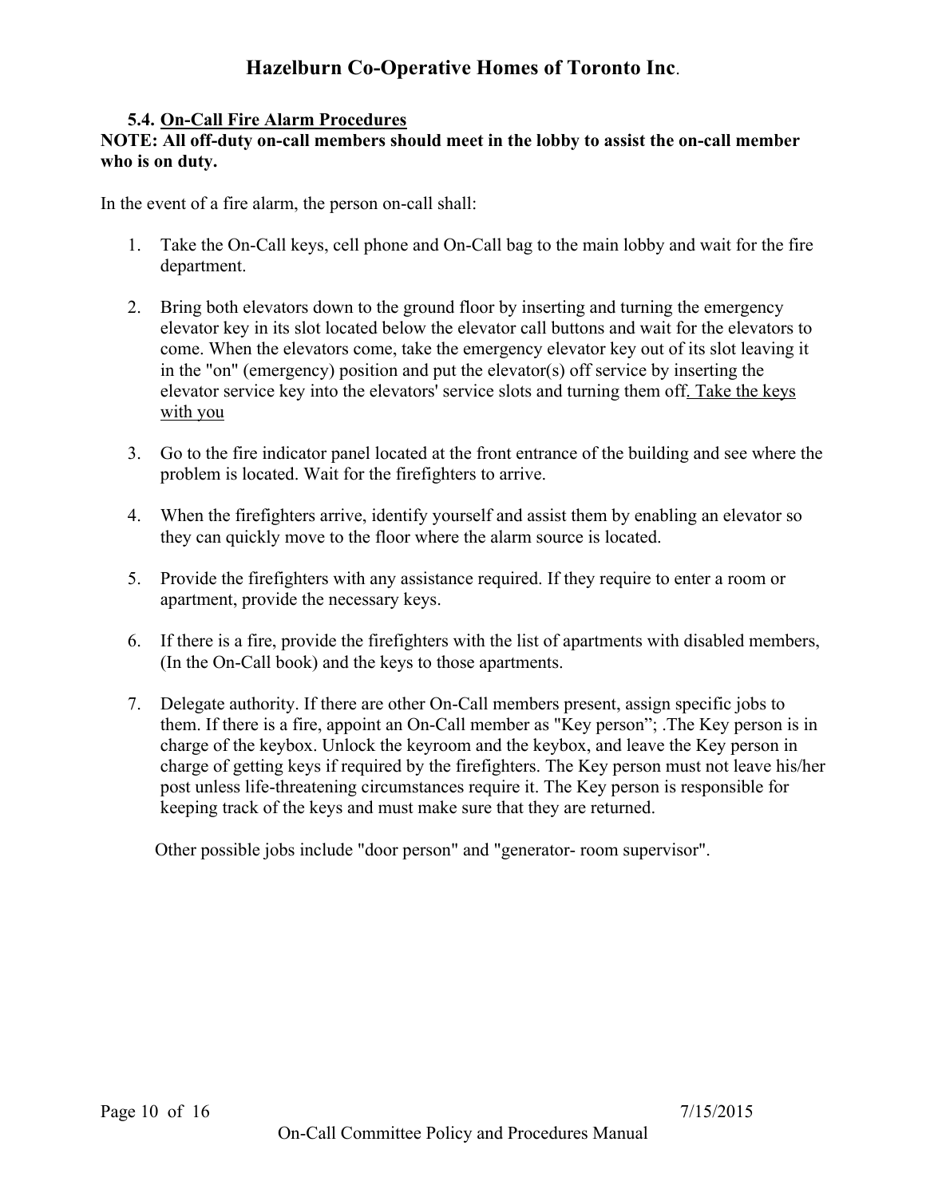### 5.4. <u>On-Call Fire Alarm Procedures</u>

**NOTE: All off-duty on-call members should meet in the lobby to assist the on-call member who is on duty.**

In the event of a fire alarm, the person on-call shall:

1. Take the On-Call keys, cell phone and On-Call bag to the main lobby and wait for the fire department.

2. Bring both elevators down to the ground floor by inserting and turning the emergency elevator key in its slot located below the elevator call buttons and wait for the elevators to come. When the elevators come, take the emergency elevator key out of its slot leaving it in the "on" (emergency) position and put the elevator(s) off service by inserting the elevator service key into the elevators' service slots and turning them off<u>. Take the keys with you</u>

3. Go to the fire indicator panel located at the front entrance of the building and see where the problem is located. Wait for the firefighters to arrive.

4. When the firefighters arrive, identify yourself and assist them by enabling an elevator so they can quickly move to the floor where the alarm source is located.

5. Provide the firefighters with any assistance required. If they require to enter a room or apartment, provide the necessary keys.

6. If there is a fire, provide the firefighters with the list of apartments with disabled members, (In the On-Call book) and the keys to those apartments.

7. Delegate authority. If there are other On-Call members present, assign specific jobs to them. If there is a fire, appoint an On-Call member as "Key person"; .The Key person is in charge of the keybox. Unlock the keyroom and the keybox, and leave the Key person in charge of getting keys if required by the firefighters. The Key person must not leave his/her post unless life-threatening circumstances require it. The Key person is responsible for keeping track of the keys and must make sure that they are returned.

   Other possible jobs include "door person" and "generator- room supervisor".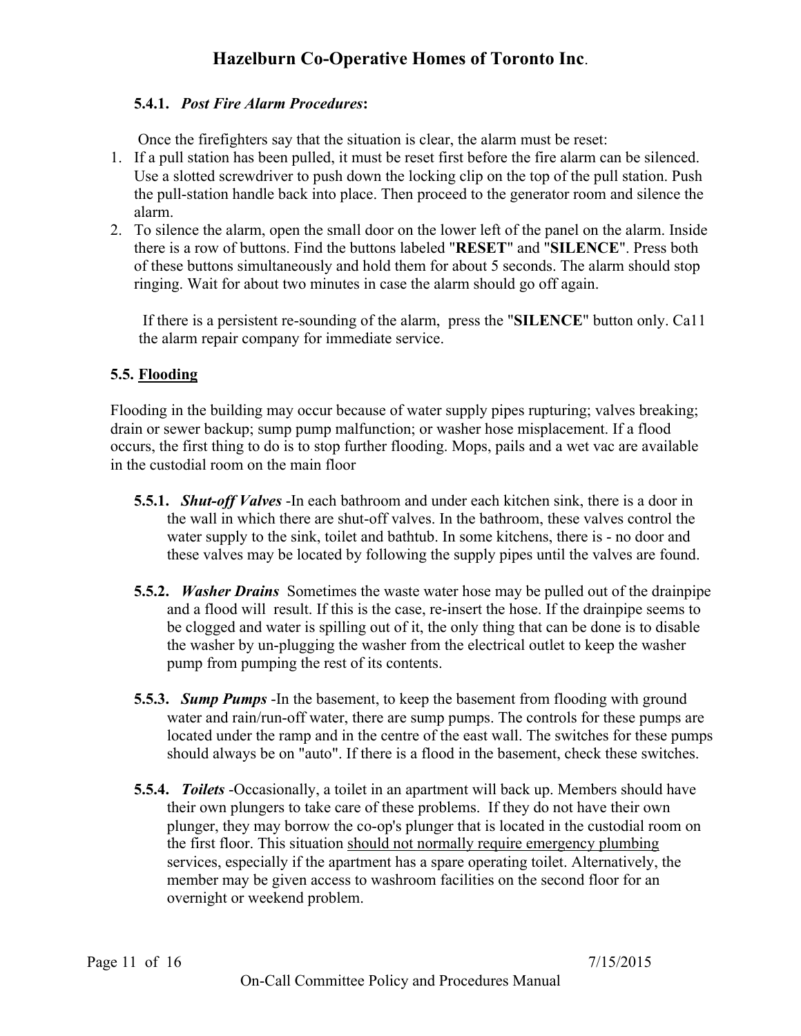#### 5.4.1. *Post Fire Alarm Procedures***:**

Once the firefighters say that the situation is clear, the alarm must be reset:

1. If a pull station has been pulled, it must be reset first before the fire alarm can be silenced. Use a slotted screwdriver to push down the locking clip on the top of the pull station. Push the pull-station handle back into place. Then proceed to the generator room and silence the alarm.
2. To silence the alarm, open the small door on the lower left of the panel on the alarm. Inside there is a row of buttons. Find the buttons labeled "**RESET**" and "**SILENCE**". Press both of these buttons simultaneously and hold them for about 5 seconds. The alarm should stop ringing. Wait for about two minutes in case the alarm should go off again.

   If there is a persistent re-sounding of the alarm, press the "**SILENCE**" button only. Ca11 the alarm repair company for immediate service.

### 5.5. <u>Flooding</u>

Flooding in the building may occur because of water supply pipes rupturing; valves breaking; drain or sewer backup; sump pump malfunction; or washer hose misplacement. If a flood occurs, the first thing to do is to stop further flooding. Mops, pails and a wet vac are available in the custodial room on the main floor

**5.5.1.** ***Shut-off Valves*** -In each bathroom and under each kitchen sink, there is a door in the wall in which there are shut-off valves. In the bathroom, these valves control the water supply to the sink, toilet and bathtub. In some kitchens, there is - no door and these valves may be located by following the supply pipes until the valves are found.

**5.5.2.** ***Washer Drains*** Sometimes the waste water hose may be pulled out of the drainpipe and a flood will result. If this is the case, re-insert the hose. If the drainpipe seems to be clogged and water is spilling out of it, the only thing that can be done is to disable the washer by un-plugging the washer from the electrical outlet to keep the washer pump from pumping the rest of its contents.

**5.5.3.** ***Sump Pumps*** -In the basement, to keep the basement from flooding with ground water and rain/run-off water, there are sump pumps. The controls for these pumps are located under the ramp and in the centre of the east wall. The switches for these pumps should always be on "auto". If there is a flood in the basement, check these switches.

**5.5.4.** ***Toilets*** -Occasionally, a toilet in an apartment will back up. Members should have their own plungers to take care of these problems. If they do not have their own plunger, they may borrow the co-op's plunger that is located in the custodial room on the first floor. This situation <u>should not normally require emergency plumbing</u> services, especially if the apartment has a spare operating toilet. Alternatively, the member may be given access to washroom facilities on the second floor for an overnight or weekend problem.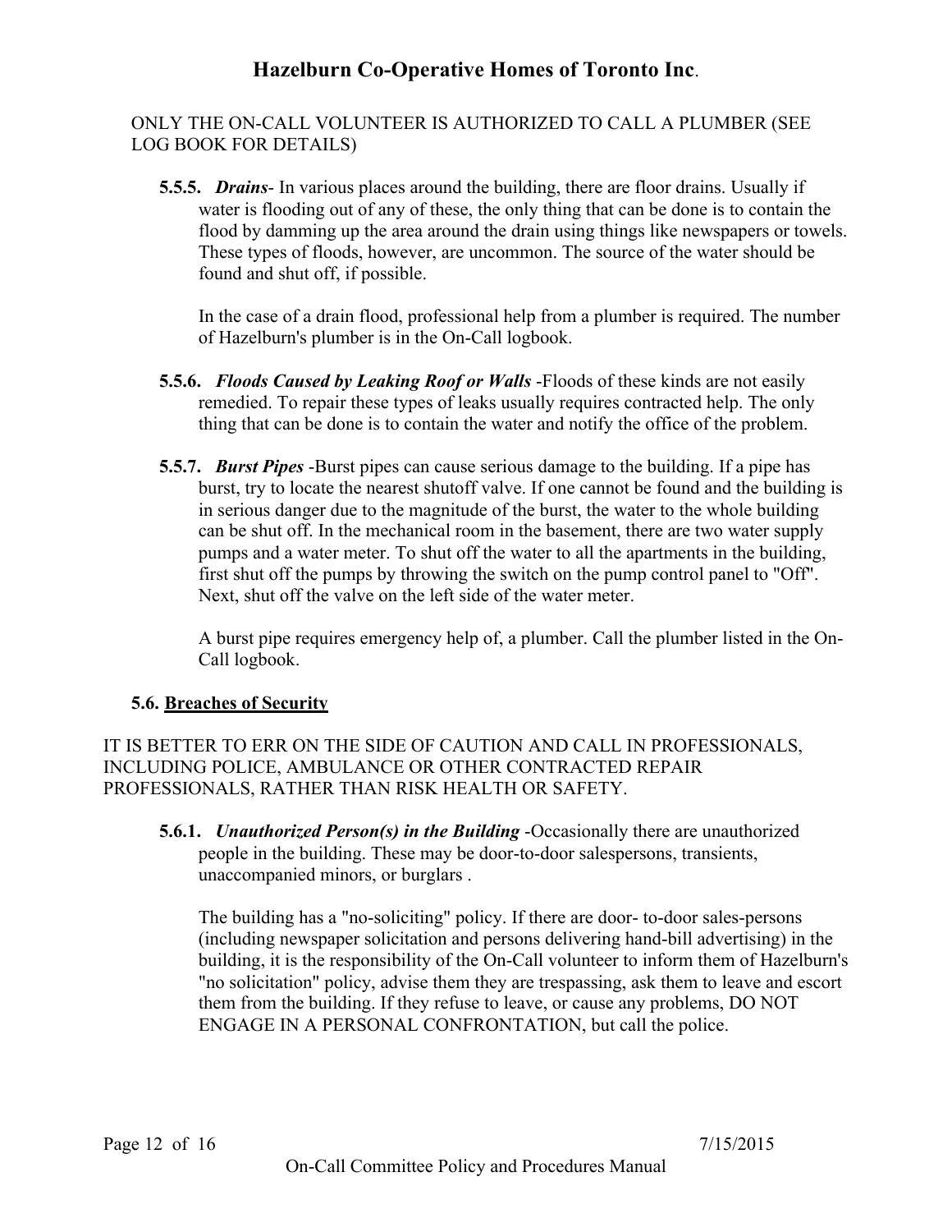ONLY THE ON-CALL VOLUNTEER IS AUTHORIZED TO CALL A PLUMBER (SEE LOG BOOK FOR DETAILS)

**5.5.5.** ***Drains***- In various places around the building, there are floor drains. Usually if water is flooding out of any of these, the only thing that can be done is to contain the flood by damming up the area around the drain using things like newspapers or towels. These types of floods, however, are uncommon. The source of the water should be found and shut off, if possible.

In the case of a drain flood, professional help from a plumber is required. The number of Hazelburn's plumber is in the On-Call logbook.

**5.5.6.** ***Floods Caused by Leaking Roof or Walls*** -Floods of these kinds are not easily remedied. To repair these types of leaks usually requires contracted help. The only thing that can be done is to contain the water and notify the office of the problem.

**5.5.7.** ***Burst Pipes*** -Burst pipes can cause serious damage to the building. If a pipe has burst, try to locate the nearest shutoff valve. If one cannot be found and the building is in serious danger due to the magnitude of the burst, the water to the whole building can be shut off. In the mechanical room in the basement, there are two water supply pumps and a water meter. To shut off the water to all the apartments in the building, first shut off the pumps by throwing the switch on the pump control panel to "Off". Next, shut off the valve on the left side of the water meter.

A burst pipe requires emergency help of, a plumber. Call the plumber listed in the On-Call logbook.

### 5.6. Breaches of Security

IT IS BETTER TO ERR ON THE SIDE OF CAUTION AND CALL IN PROFESSIONALS, INCLUDING POLICE, AMBULANCE OR OTHER CONTRACTED REPAIR PROFESSIONALS, RATHER THAN RISK HEALTH OR SAFETY.

**5.6.1.** ***Unauthorized Person(s) in the Building*** -Occasionally there are unauthorized people in the building. These may be door-to-door salespersons, transients, unaccompanied minors, or burglars .

The building has a "no-soliciting" policy. If there are door- to-door sales-persons (including newspaper solicitation and persons delivering hand-bill advertising) in the building, it is the responsibility of the On-Call volunteer to inform them of Hazelburn's "no solicitation" policy, advise them they are trespassing, ask them to leave and escort them from the building. If they refuse to leave, or cause any problems, DO NOT ENGAGE IN A PERSONAL CONFRONTATION, but call the police.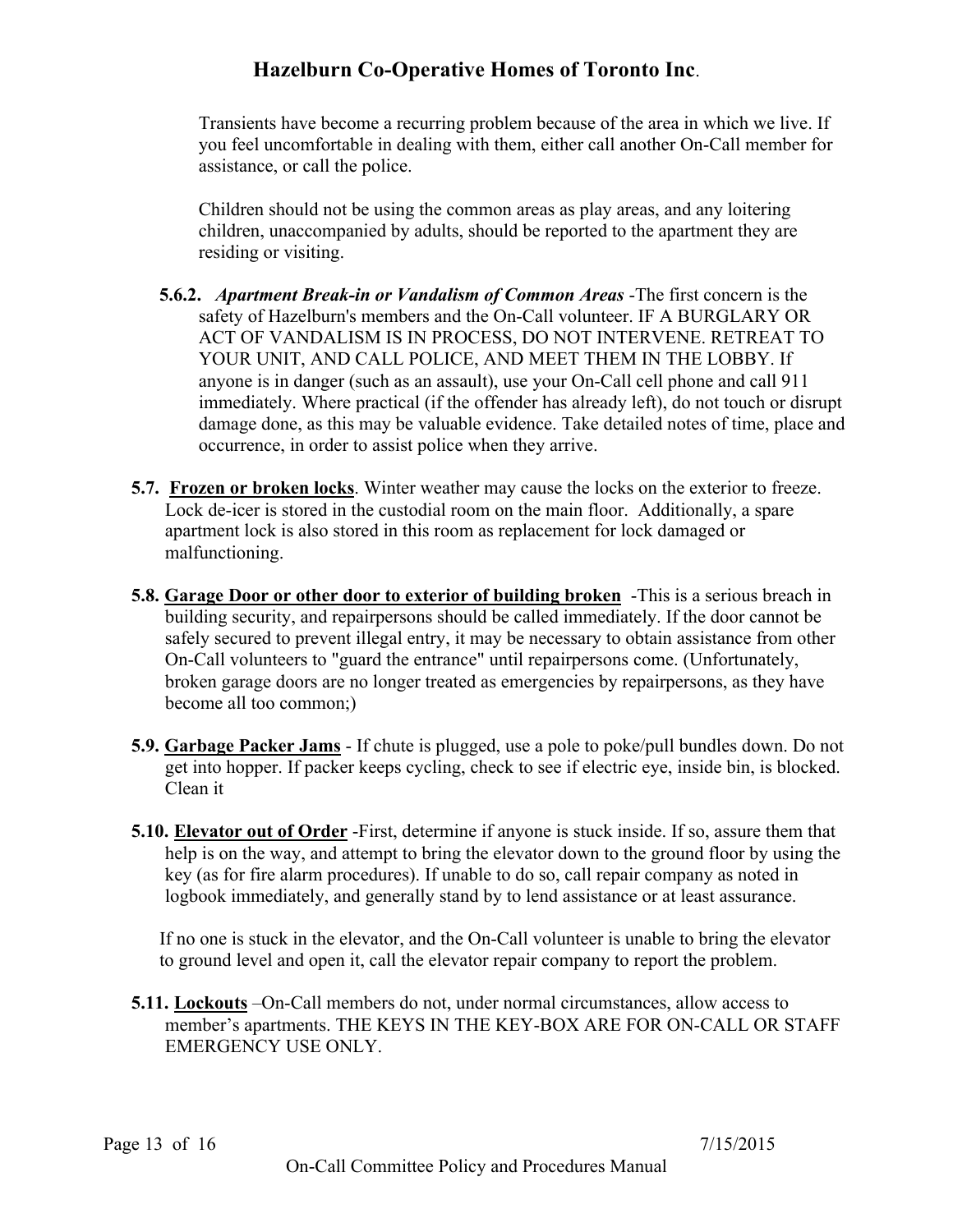Transients have become a recurring problem because of the area in which we live. If you feel uncomfortable in dealing with them, either call another On-Call member for assistance, or call the police.

Children should not be using the common areas as play areas, and any loitering children, unaccompanied by adults, should be reported to the apartment they are residing or visiting.

**5.6.2.** ***Apartment Break-in or Vandalism of Common Areas*** -The first concern is the safety of Hazelburn's members and the On-Call volunteer. IF A BURGLARY OR ACT OF VANDALISM IS IN PROCESS, DO NOT INTERVENE. RETREAT TO YOUR UNIT, AND CALL POLICE, AND MEET THEM IN THE LOBBY. If anyone is in danger (such as an assault), use your On-Call cell phone and call 911 immediately. Where practical (if the offender has already left), do not touch or disrupt damage done, as this may be valuable evidence. Take detailed notes of time, place and occurrence, in order to assist police when they arrive.

**5.7.** **<u>Frozen or broken locks</u>**. Winter weather may cause the locks on the exterior to freeze. Lock de-icer is stored in the custodial room on the main floor. Additionally, a spare apartment lock is also stored in this room as replacement for lock damaged or malfunctioning.

**5.8.** **<u>Garage Door or other door to exterior of building broken</u>** -This is a serious breach in building security, and repairpersons should be called immediately. If the door cannot be safely secured to prevent illegal entry, it may be necessary to obtain assistance from other On-Call volunteers to "guard the entrance" until repairpersons come. (Unfortunately, broken garage doors are no longer treated as emergencies by repairpersons, as they have become all too common;)

**5.9.** **<u>Garbage Packer Jams</u>** - If chute is plugged, use a pole to poke/pull bundles down. Do not get into hopper. If packer keeps cycling, check to see if electric eye, inside bin, is blocked. Clean it

**5.10.** **<u>Elevator out of Order</u>** -First, determine if anyone is stuck inside. If so, assure them that help is on the way, and attempt to bring the elevator down to the ground floor by using the key (as for fire alarm procedures). If unable to do so, call repair company as noted in logbook immediately, and generally stand by to lend assistance or at least assurance.

If no one is stuck in the elevator, and the On-Call volunteer is unable to bring the elevator to ground level and open it, call the elevator repair company to report the problem.

**5.11.** **<u>Lockouts</u>** –On-Call members do not, under normal circumstances, allow access to member's apartments. THE KEYS IN THE KEY-BOX ARE FOR ON-CALL OR STAFF EMERGENCY USE ONLY.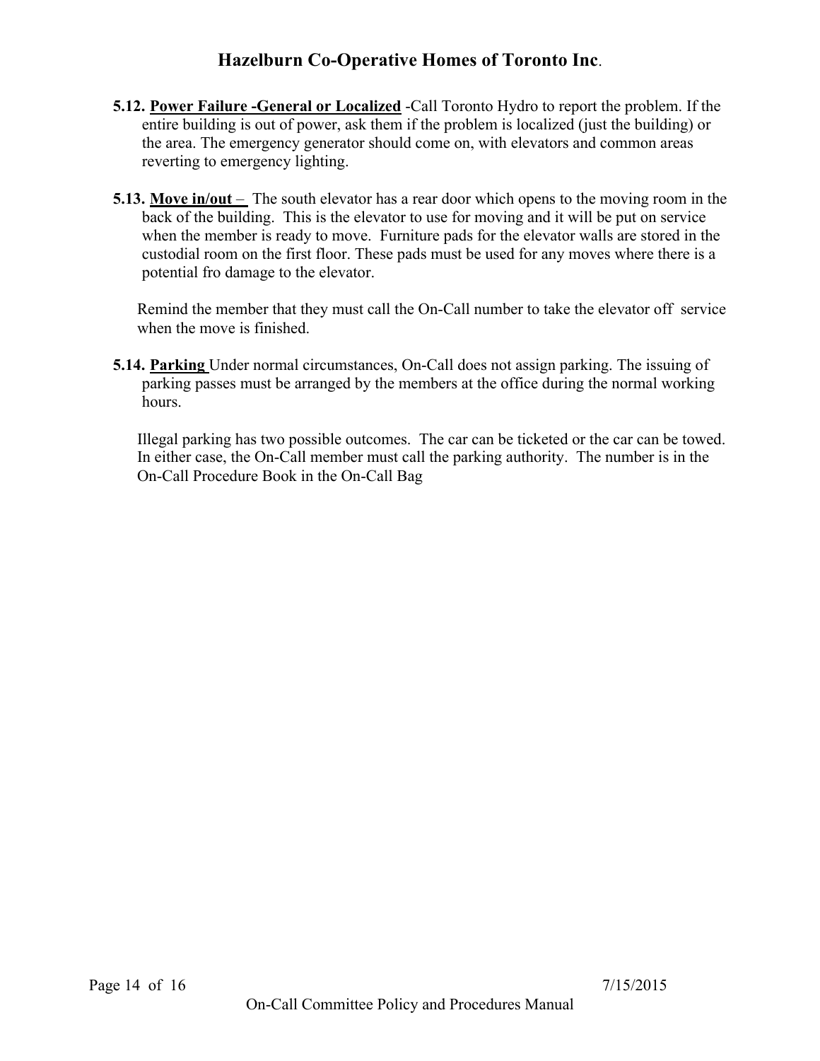**5.12. <u>Power Failure -General or Localized</u>** -Call Toronto Hydro to report the problem. If the entire building is out of power, ask them if the problem is localized (just the building) or the area. The emergency generator should come on, with elevators and common areas reverting to emergency lighting.

**5.13. <u>Move in/out</u>** – The south elevator has a rear door which opens to the moving room in the back of the building. This is the elevator to use for moving and it will be put on service when the member is ready to move. Furniture pads for the elevator walls are stored in the custodial room on the first floor. These pads must be used for any moves where there is a potential fro damage to the elevator.

Remind the member that they must call the On-Call number to take the elevator off service when the move is finished.

**5.14. <u>Parking</u>** Under normal circumstances, On-Call does not assign parking. The issuing of parking passes must be arranged by the members at the office during the normal working hours.

Illegal parking has two possible outcomes. The car can be ticketed or the car can be towed. In either case, the On-Call member must call the parking authority. The number is in the On-Call Procedure Book in the On-Call Bag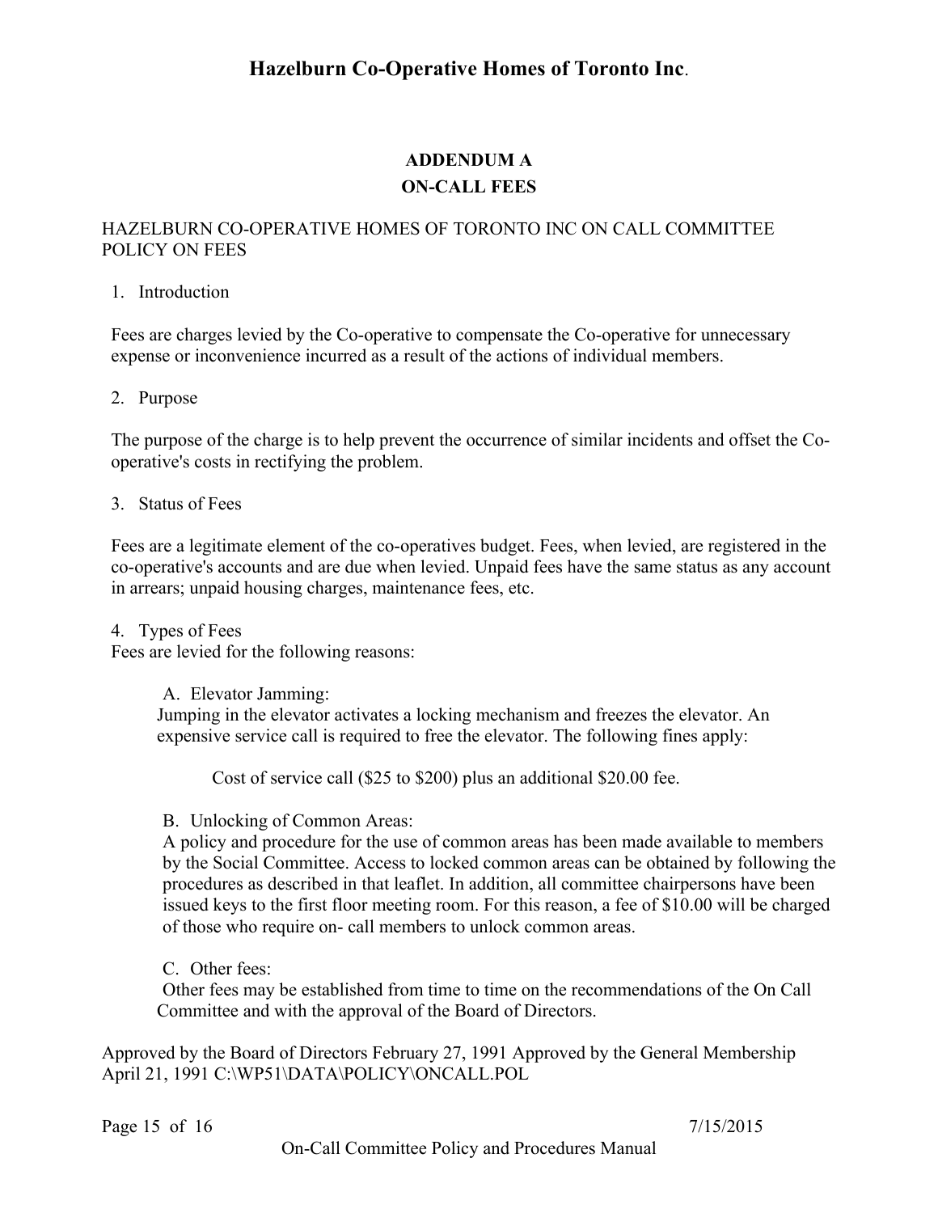## ADDENDUM A
## ON-CALL FEES

HAZELBURN CO-OPERATIVE HOMES OF TORONTO INC ON CALL COMMITTEE POLICY ON FEES

1. Introduction

Fees are charges levied by the Co-operative to compensate the Co-operative for unnecessary expense or inconvenience incurred as a result of the actions of individual members.

2. Purpose

The purpose of the charge is to help prevent the occurrence of similar incidents and offset the Co-operative's costs in rectifying the problem.

3. Status of Fees

Fees are a legitimate element of the co-operatives budget. Fees, when levied, are registered in the co-operative's accounts and are due when levied. Unpaid fees have the same status as any account in arrears; unpaid housing charges, maintenance fees, etc.

4. Types of Fees

Fees are levied for the following reasons:

A. Elevator Jamming:

Jumping in the elevator activates a locking mechanism and freezes the elevator. An expensive service call is required to free the elevator. The following fines apply:

Cost of service call ($25 to $200) plus an additional $20.00 fee.

B. Unlocking of Common Areas:

A policy and procedure for the use of common areas has been made available to members by the Social Committee. Access to locked common areas can be obtained by following the procedures as described in that leaflet. In addition, all committee chairpersons have been issued keys to the first floor meeting room. For this reason, a fee of $10.00 will be charged of those who require on- call members to unlock common areas.

C. Other fees:

Other fees may be established from time to time on the recommendations of the On Call Committee and with the approval of the Board of Directors.

Approved by the Board of Directors February 27, 1991 Approved by the General Membership April 21, 1991 C:\WP51\DATA\POLICY\ONCALL.POL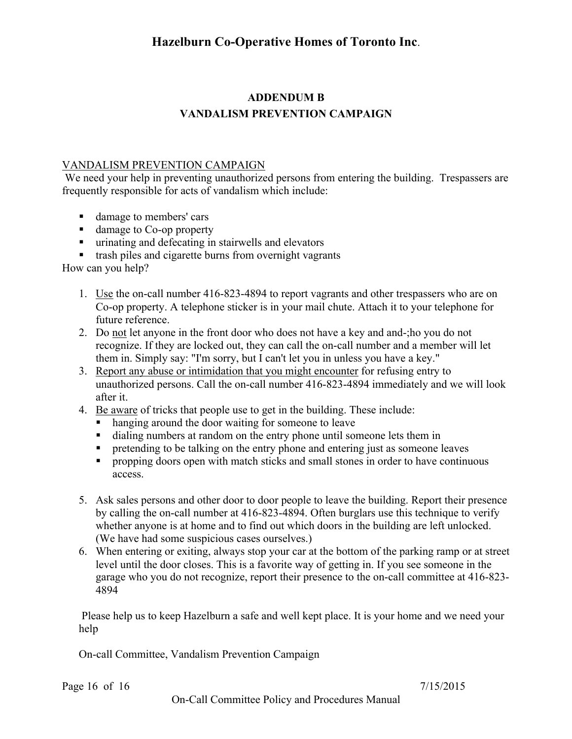# Hazelburn Co-Operative Homes of Toronto Inc.

## ADDENDUM B
## VANDALISM PREVENTION CAMPAIGN

<u>VANDALISM PREVENTION CAMPAIGN</u>

We need your help in preventing unauthorized persons from entering the building. Trespassers are frequently responsible for acts of vandalism which include:

- damage to members' cars
- damage to Co-op property
- urinating and defecating in stairwells and elevators
- trash piles and cigarette burns from overnight vagrants

How can you help?

1. <u>Use</u> the on-call number 416-823-4894 to report vagrants and other trespassers who are on Co-op property. A telephone sticker is in your mail chute. Attach it to your telephone for future reference.
2. Do <u>not</u> let anyone in the front door who does not have a key and and-;ho you do not recognize. If they are locked out, they can call the on-call number and a member will let them in. Simply say: "I'm sorry, but I can't let you in unless you have a key."
3. <u>Report any abuse or intimidation that you might encounter</u> for refusing entry to unauthorized persons. Call the on-call number 416-823-4894 immediately and we will look after it.
4. <u>Be aware</u> of tricks that people use to get in the building. These include:
   - hanging around the door waiting for someone to leave
   - dialing numbers at random on the entry phone until someone lets them in
   - pretending to be talking on the entry phone and entering just as someone leaves
   - propping doors open with match sticks and small stones in order to have continuous access.
5. Ask sales persons and other door to door people to leave the building. Report their presence by calling the on-call number at 416-823-4894. Often burglars use this technique to verify whether anyone is at home and to find out which doors in the building are left unlocked. (We have had some suspicious cases ourselves.)
6. When entering or exiting, always stop your car at the bottom of the parking ramp or at street level until the door closes. This is a favorite way of getting in. If you see someone in the garage who you do not recognize, report their presence to the on-call committee at 416-823-4894

Please help us to keep Hazelburn a safe and well kept place. It is your home and we need your help

On-call Committee, Vandalism Prevention Campaign